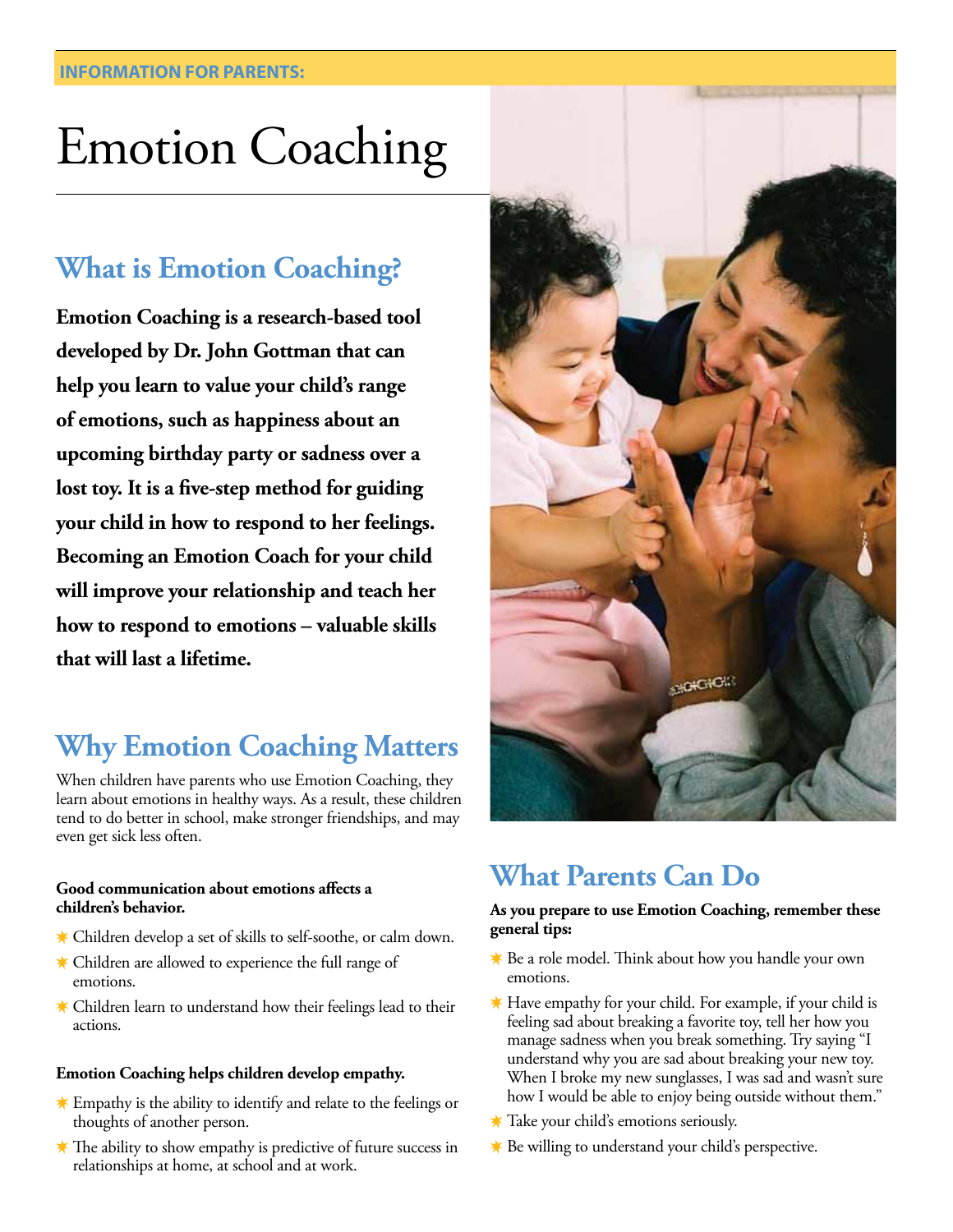**INFORMATION FOR PARENTS:**

# Emotion Coaching

## What is Emotion Coaching?

**Emotion Coaching is a research-based tool developed by Dr. John Gottman that can help you learn to value your child's range of emotions, such as happiness about an upcoming birthday party or sadness over a lost toy. It is a five-step method for guiding your child in how to respond to her feelings. Becoming an Emotion Coach for your child will improve your relationship and teach her how to respond to emotions – valuable skills that will last a lifetime.**

## Why Emotion Coaching Matters

When children have parents who use Emotion Coaching, they learn about emotions in healthy ways. As a result, these children tend to do better in school, make stronger friendships, and may even get sick less often.

**Good communication about emotions affects a children's behavior.**

- Children develop a set of skills to self-soothe, or calm down.
- Children are allowed to experience the full range of emotions.
- Children learn to understand how their feelings lead to their actions.

**Emotion Coaching helps children develop empathy.**

- Empathy is the ability to identify and relate to the feelings or thoughts of another person.
- The ability to show empathy is predictive of future success in relationships at home, at school and at work.

## What Parents Can Do

**As you prepare to use Emotion Coaching, remember these general tips:**

- Be a role model. Think about how you handle your own emotions.
- Have empathy for your child. For example, if your child is feeling sad about breaking a favorite toy, tell her how you manage sadness when you break something. Try saying "I understand why you are sad about breaking your new toy. When I broke my new sunglasses, I was sad and wasn't sure how I would be able to enjoy being outside without them."
- Take your child's emotions seriously.
- Be willing to understand your child's perspective.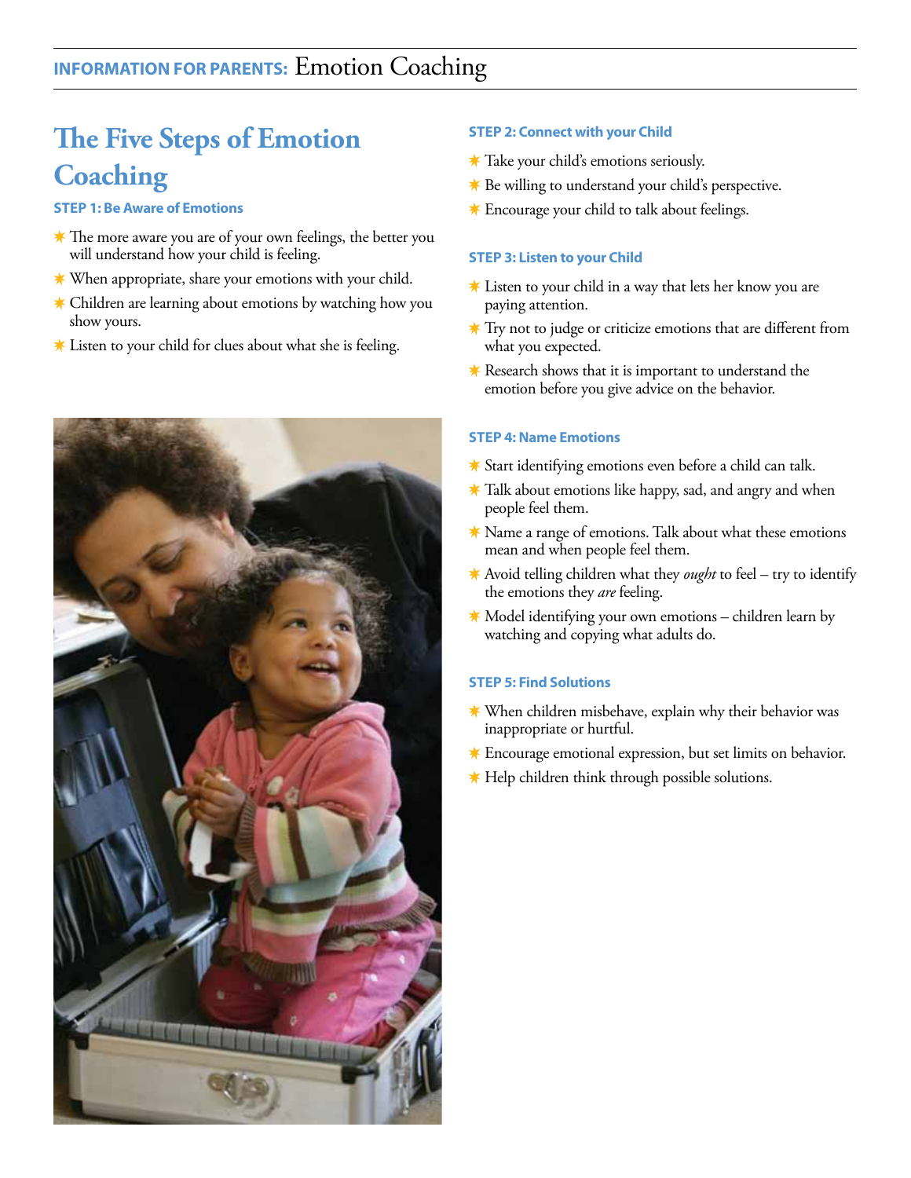# INFORMATION FOR PARENTS: Emotion Coaching

## The Five Steps of Emotion Coaching

### STEP 1: Be Aware of Emotions

- The more aware you are of your own feelings, the better you will understand how your child is feeling.
- When appropriate, share your emotions with your child.
- Children are learning about emotions by watching how you show yours.
- Listen to your child for clues about what she is feeling.

### STEP 2: Connect with your Child

- Take your child's emotions seriously.
- Be willing to understand your child's perspective.
- Encourage your child to talk about feelings.

### STEP 3: Listen to your Child

- Listen to your child in a way that lets her know you are paying attention.
- Try not to judge or criticize emotions that are different from what you expected.
- Research shows that it is important to understand the emotion before you give advice on the behavior.

### STEP 4: Name Emotions

- Start identifying emotions even before a child can talk.
- Talk about emotions like happy, sad, and angry and when people feel them.
- Name a range of emotions. Talk about what these emotions mean and when people feel them.
- Avoid telling children what they *ought* to feel – try to identify the emotions they *are* feeling.
- Model identifying your own emotions – children learn by watching and copying what adults do.

### STEP 5: Find Solutions

- When children misbehave, explain why their behavior was inappropriate or hurtful.
- Encourage emotional expression, but set limits on behavior.
- Help children think through possible solutions.